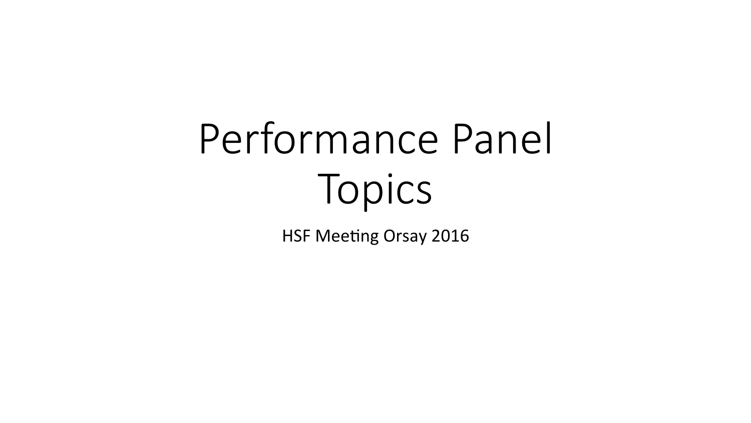# Performance Panel Topics

HSF Meeting Orsay 2016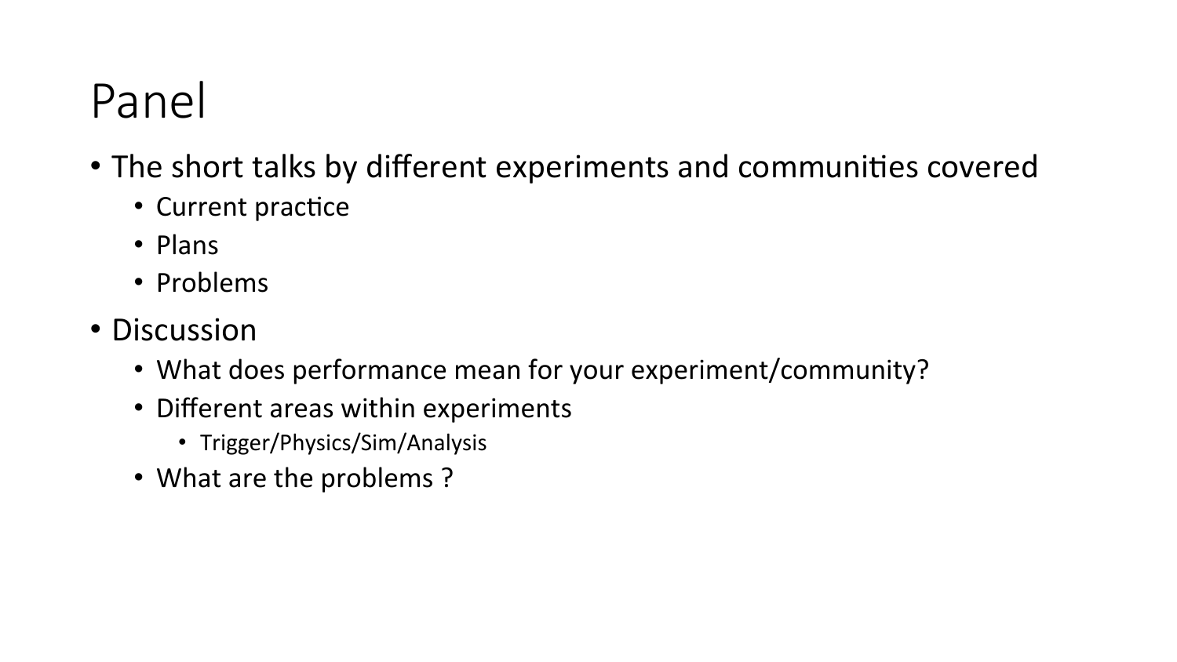# Panel

- The short talks by different experiments and communities covered
  - Current practice
  - Plans
  - Problems
- Discussion
  - What does performance mean for your experiment/community?
  - Different areas within experiments
    - Trigger/Physics/Sim/Analysis
  - What are the problems ?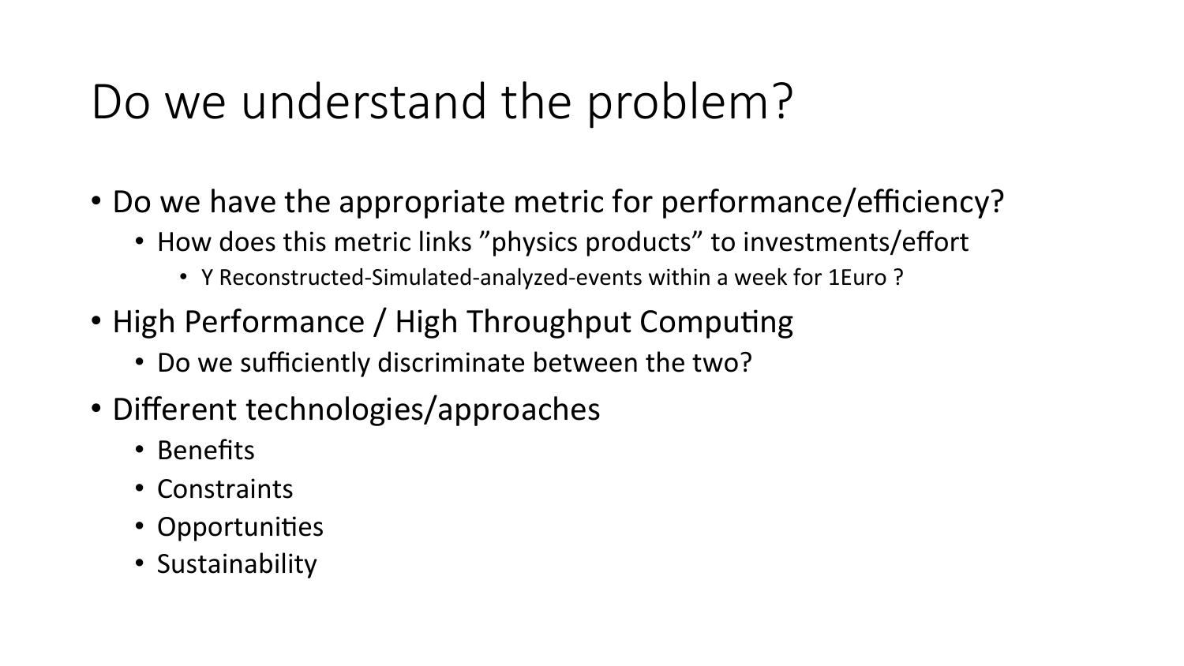# Do we understand the problem?

- Do we have the appropriate metric for performance/efficiency?
  - How does this metric links ”physics products” to investments/effort
    - Y Reconstructed-Simulated-analyzed-events within a week for 1Euro ?
- High Performance / High Throughput Computing
  - Do we sufficiently discriminate between the two?
- Different technologies/approaches
  - Benefits
  - Constraints
  - Opportunities
  - Sustainability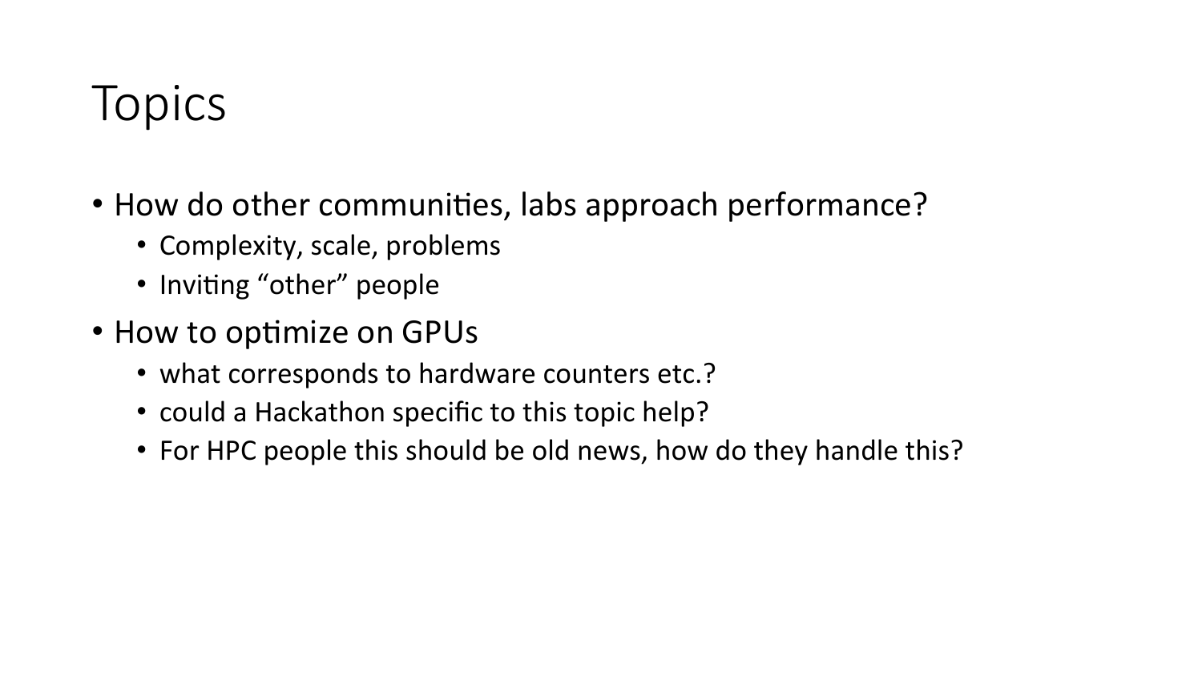# Topics

- How do other communities, labs approach performance?
  - Complexity, scale, problems
  - Inviting “other” people
- How to optimize on GPUs
  - what corresponds to hardware counters etc.?
  - could a Hackathon specific to this topic help?
  - For HPC people this should be old news, how do they handle this?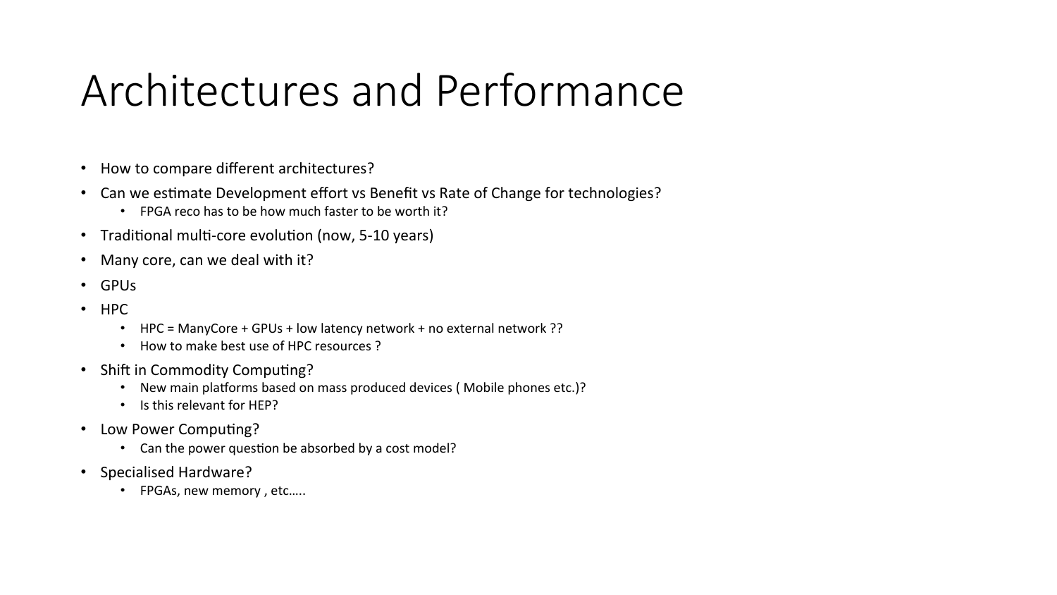# Architectures and Performance

- How to compare different architectures?
- Can we estimate Development effort vs Benefit vs Rate of Change for technologies?
  - FPGA reco has to be how much faster to be worth it?
- Traditional multi-core evolution (now, 5-10 years)
- Many core, can we deal with it?
- GPUs
- HPC
  - HPC = ManyCore + GPUs + low latency network + no external network ??
  - How to make best use of HPC resources ?
- Shift in Commodity Computing?
  - New main platforms based on mass produced devices ( Mobile phones etc.)?
  - Is this relevant for HEP?
- Low Power Computing?
  - Can the power question be absorbed by a cost model?
- Specialised Hardware?
  - FPGAs, new memory , etc…..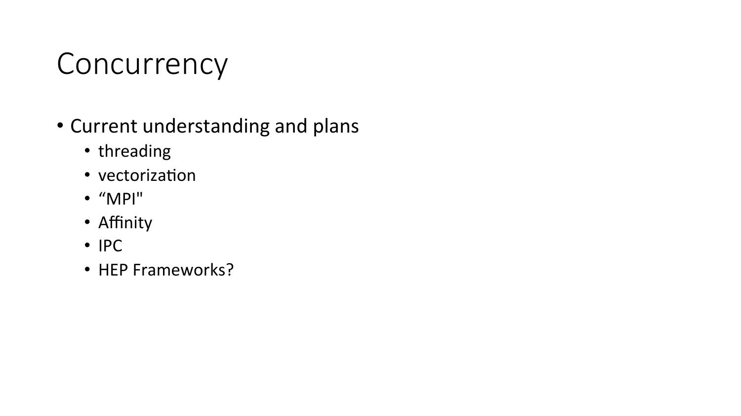# Concurrency

- Current understanding and plans
  - threading
  - vectorization
  - “MPI"
  - Affinity
  - IPC
  - HEP Frameworks?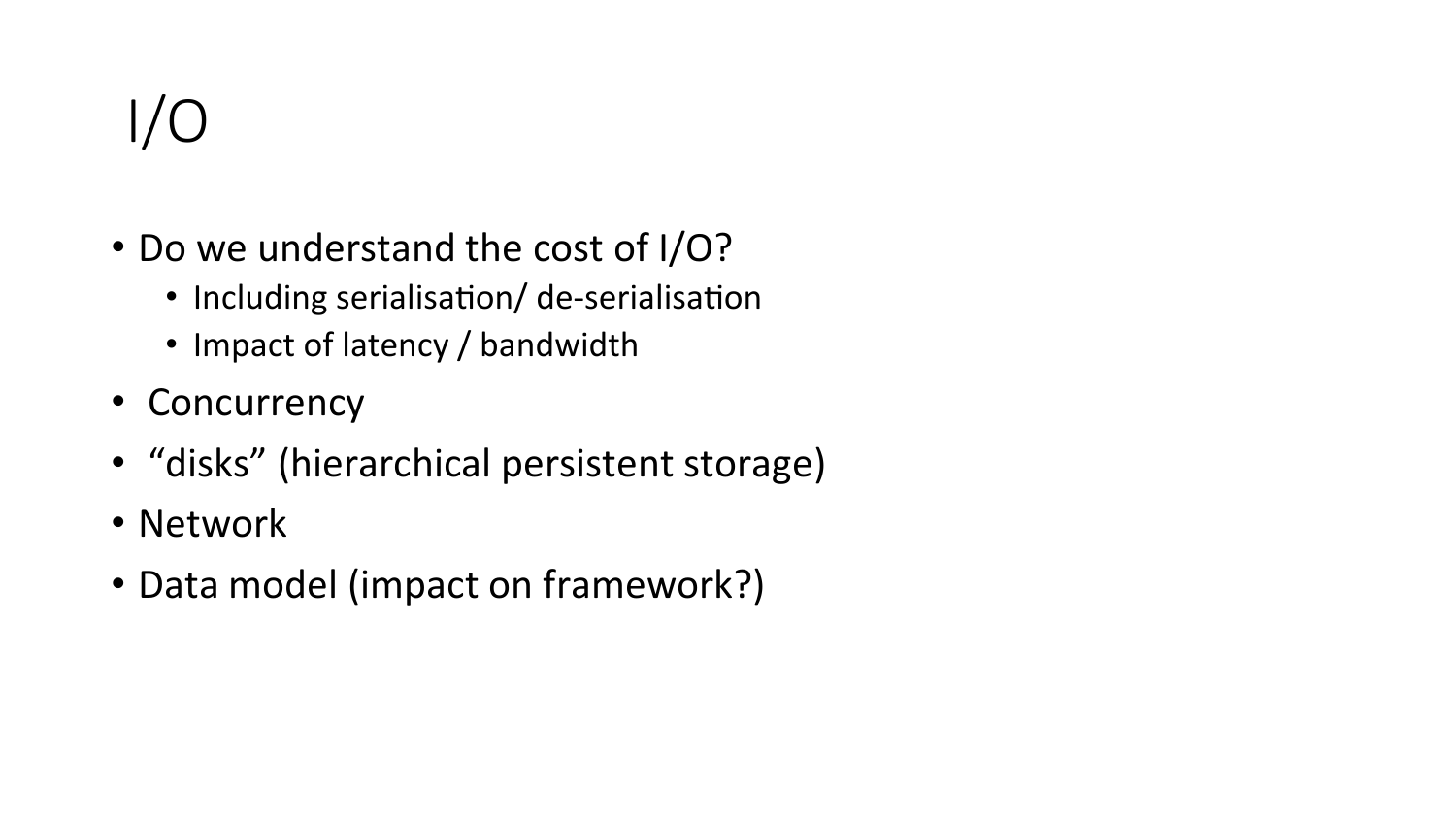# I/O

- Do we understand the cost of I/O?
  - Including serialisation/ de-serialisation
  - Impact of latency / bandwidth
- Concurrency
- "disks" (hierarchical persistent storage)
- Network
- Data model (impact on framework?)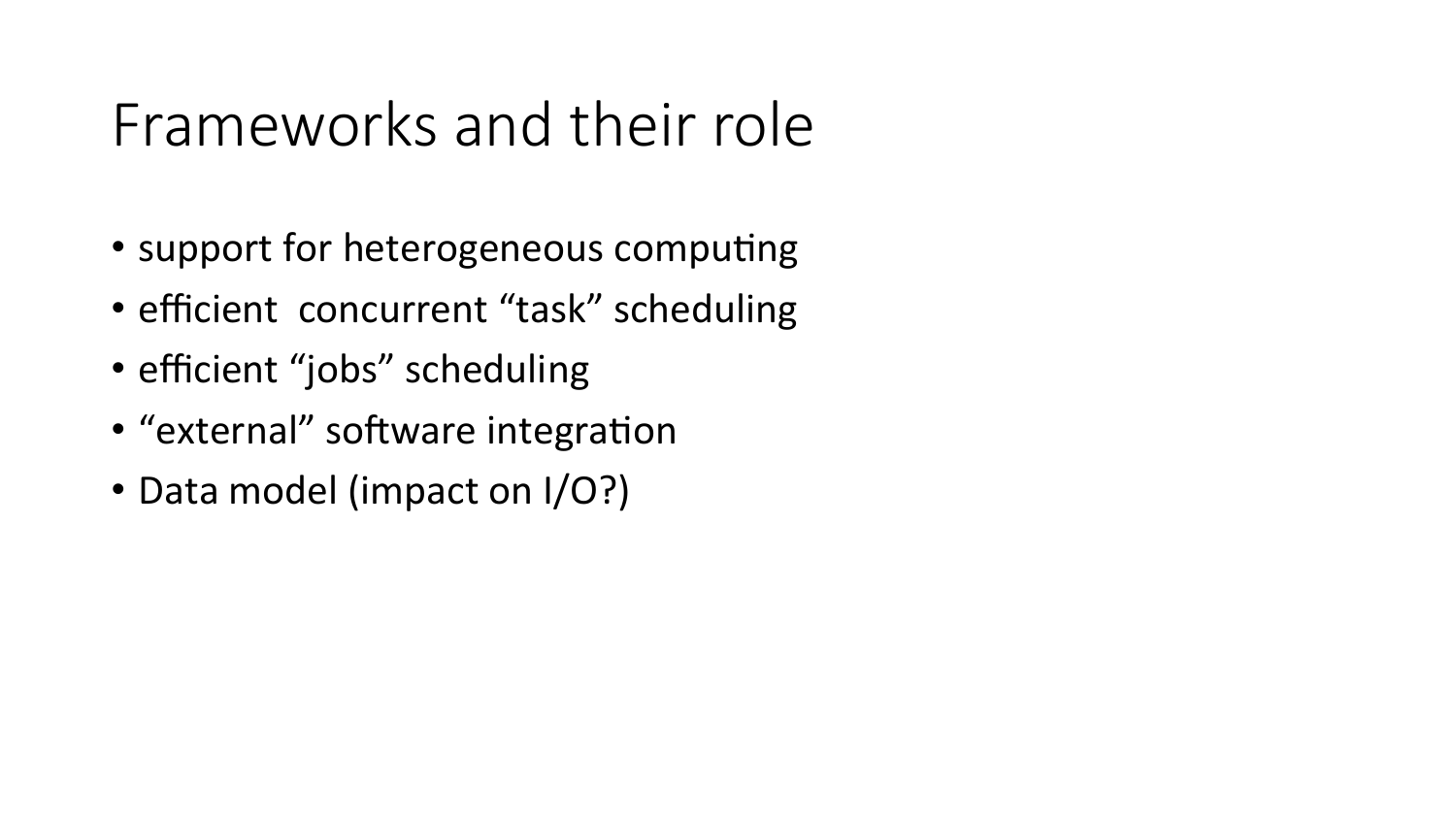# Frameworks and their role

- support for heterogeneous computing
- efficient  concurrent “task” scheduling
- efficient “jobs” scheduling
- “external” software integration
- Data model (impact on I/O?)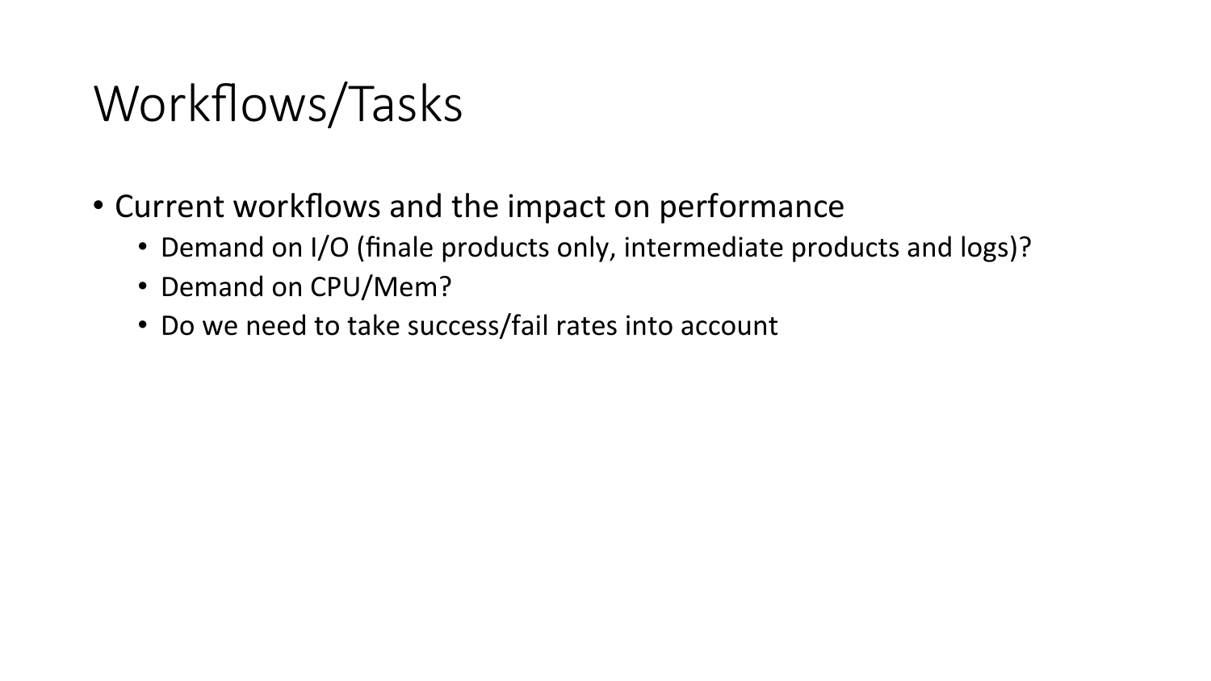# Workflows/Tasks

- Current workflows and the impact on performance
  - Demand on I/O (finale products only, intermediate products and logs)?
  - Demand on CPU/Mem?
  - Do we need to take success/fail rates into account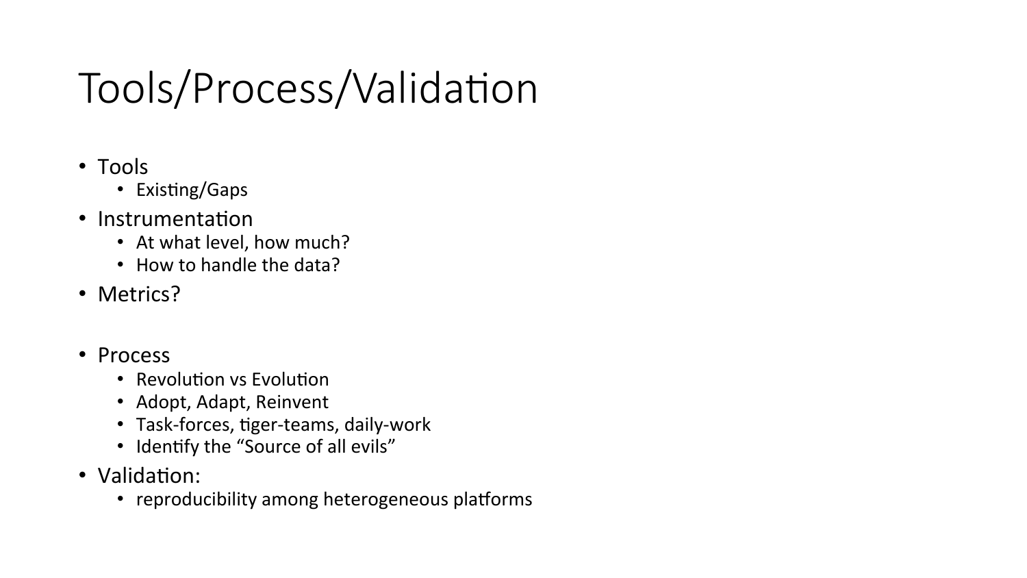# Tools/Process/Validation

- Tools
  - Existing/Gaps
- Instrumentation
  - At what level, how much?
  - How to handle the data?
- Metrics?

- Process
  - Revolution vs Evolution
  - Adopt, Adapt, Reinvent
  - Task-forces, tiger-teams, daily-work
  - Identify the “Source of all evils”
- Validation:
  - reproducibility among heterogeneous platforms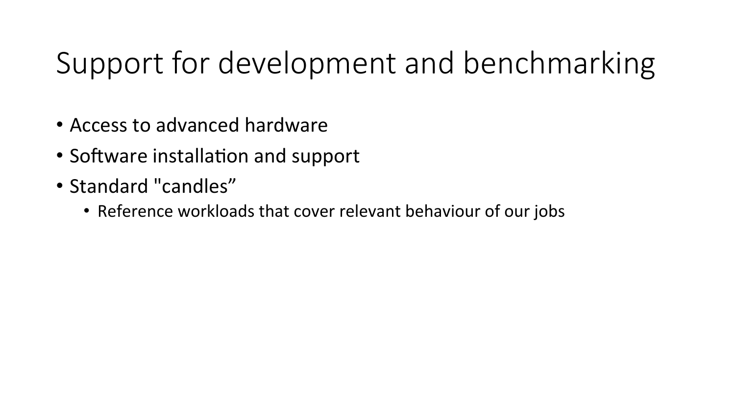# Support for development and benchmarking

- Access to advanced hardware
- Software installation and support
- Standard "candles"
    - Reference workloads that cover relevant behaviour of our jobs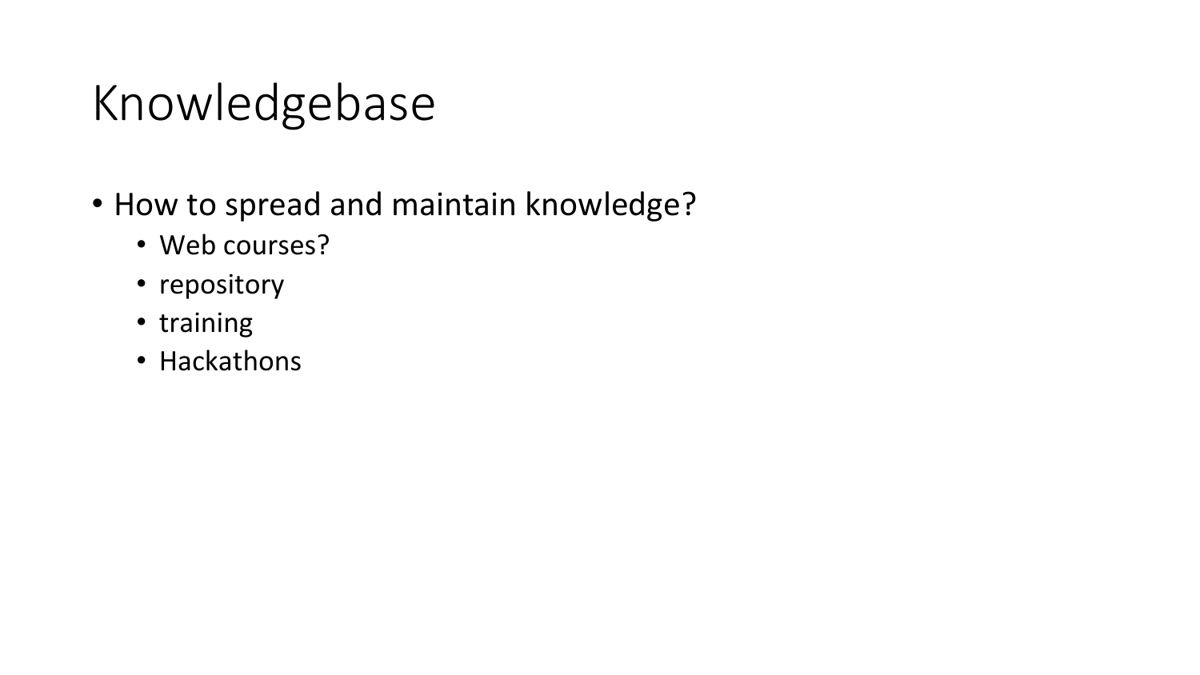# Knowledgebase

- How to spread and maintain knowledge?
  - Web courses?
  - repository
  - training
  - Hackathons